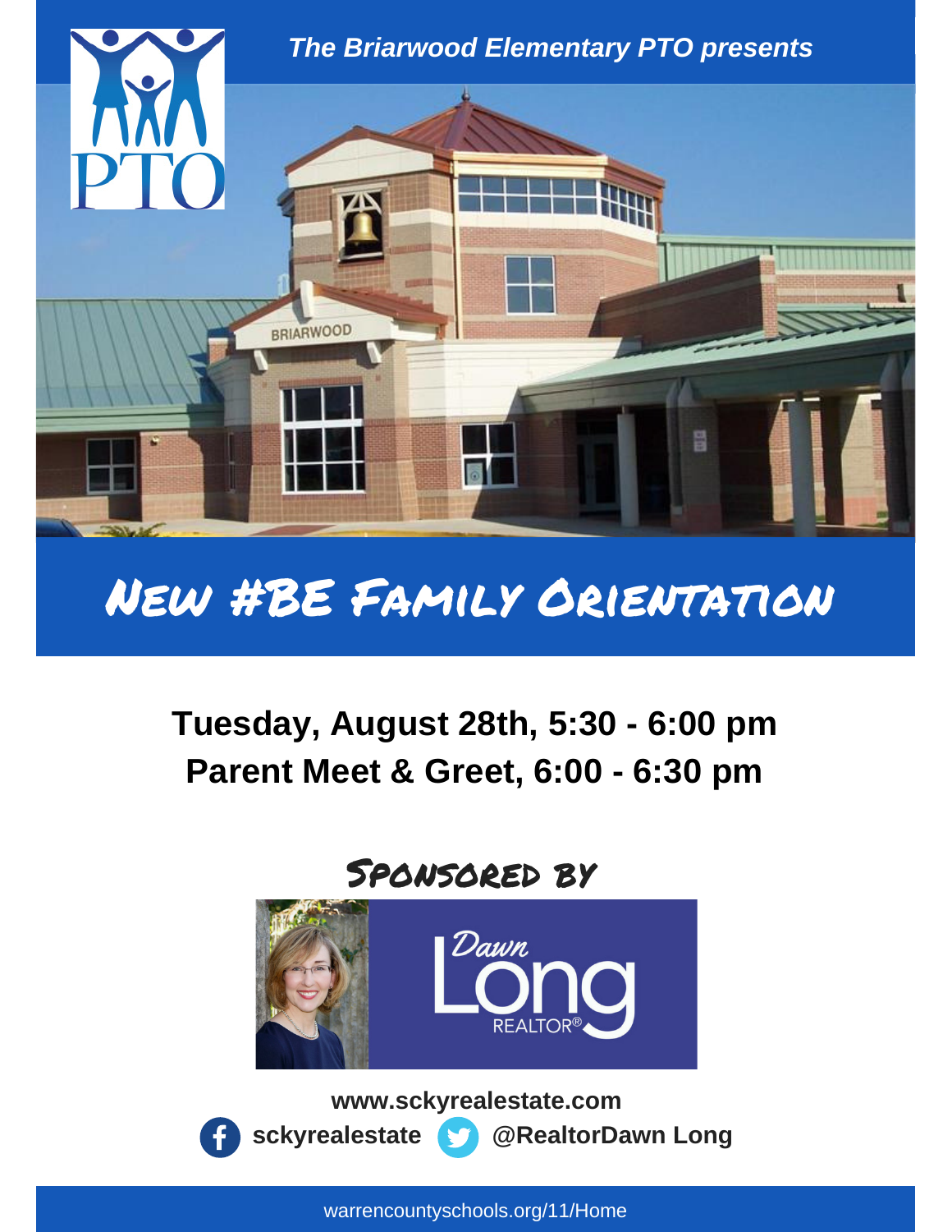*The Briarwood Elementary PTO presents*

# New #BE Family Orientation

**Tuesday, August 28th, 5:30 - 6:00 pm**
**Parent Meet & Greet, 6:00 - 6:30 pm**

## Sponsored by

Dawn Long REALTOR®

**www.sckyrealestate.com**

**sckyrealestate** **@RealtorDawn Long**

warrencountyschools.org/11/Home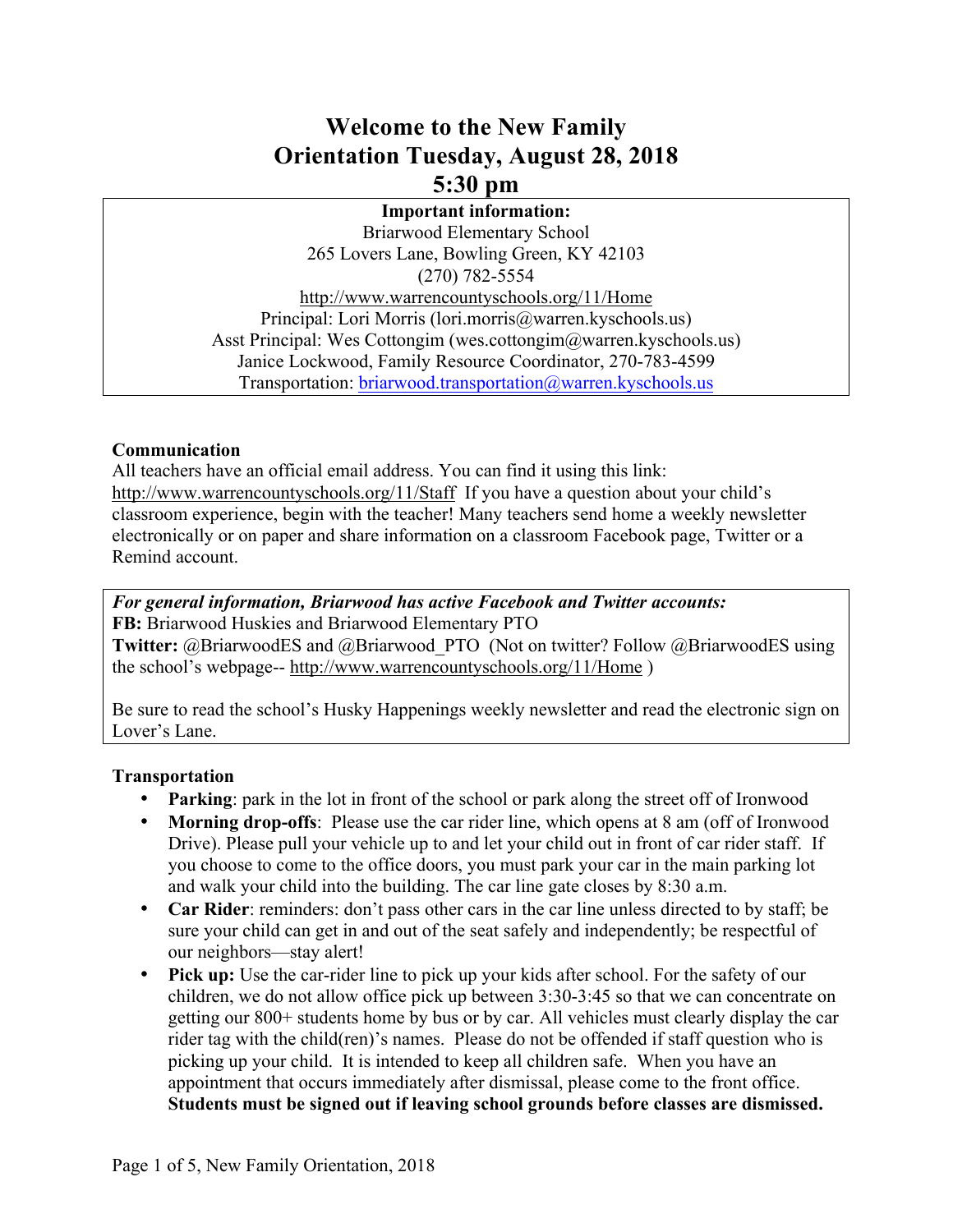# Welcome to the New Family Orientation Tuesday, August 28, 2018 5:30 pm

**Important information:**
Briarwood Elementary School
265 Lovers Lane, Bowling Green, KY 42103
(270) 782-5554
http://www.warrencountyschools.org/11/Home
Principal: Lori Morris (lori.morris@warren.kyschools.us)
Asst Principal: Wes Cottongim (wes.cottongim@warren.kyschools.us)
Janice Lockwood, Family Resource Coordinator, 270-783-4599
Transportation: briarwood.transportation@warren.kyschools.us

**Communication**

All teachers have an official email address. You can find it using this link: http://www.warrencountyschools.org/11/Staff If you have a question about your child's classroom experience, begin with the teacher! Many teachers send home a weekly newsletter electronically or on paper and share information on a classroom Facebook page, Twitter or a Remind account.

***For general information, Briarwood has active Facebook and Twitter accounts:***
**FB:** Briarwood Huskies and Briarwood Elementary PTO
**Twitter:** @BriarwoodES and @Briarwood_PTO (Not on twitter? Follow @BriarwoodES using the school's webpage-- http://www.warrencountyschools.org/11/Home )

Be sure to read the school's Husky Happenings weekly newsletter and read the electronic sign on Lover's Lane.

**Transportation**

- **Parking**: park in the lot in front of the school or park along the street off of Ironwood
- **Morning drop-offs**: Please use the car rider line, which opens at 8 am (off of Ironwood Drive). Please pull your vehicle up to and let your child out in front of car rider staff. If you choose to come to the office doors, you must park your car in the main parking lot and walk your child into the building. The car line gate closes by 8:30 a.m.
- **Car Rider**: reminders: don't pass other cars in the car line unless directed to by staff; be sure your child can get in and out of the seat safely and independently; be respectful of our neighbors—stay alert!
- **Pick up:** Use the car-rider line to pick up your kids after school. For the safety of our children, we do not allow office pick up between 3:30-3:45 so that we can concentrate on getting our 800+ students home by bus or by car. All vehicles must clearly display the car rider tag with the child(ren)'s names. Please do not be offended if staff question who is picking up your child. It is intended to keep all children safe. When you have an appointment that occurs immediately after dismissal, please come to the front office. **Students must be signed out if leaving school grounds before classes are dismissed.**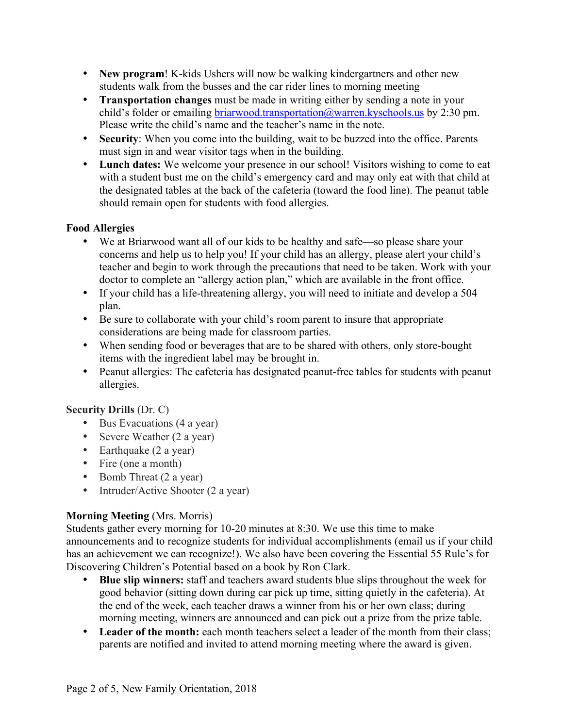- **New program**! K-kids Ushers will now be walking kindergartners and other new students walk from the busses and the car rider lines to morning meeting
- **Transportation changes** must be made in writing either by sending a note in your child's folder or emailing briarwood.transportation@warren.kyschools.us by 2:30 pm. Please write the child's name and the teacher's name in the note.
- **Security**: When you come into the building, wait to be buzzed into the office. Parents must sign in and wear visitor tags when in the building.
- **Lunch dates:** We welcome your presence in our school! Visitors wishing to come to eat with a student bust me on the child's emergency card and may only eat with that child at the designated tables at the back of the cafeteria (toward the food line). The peanut table should remain open for students with food allergies.

**Food Allergies**

- We at Briarwood want all of our kids to be healthy and safe—so please share your concerns and help us to help you! If your child has an allergy, please alert your child's teacher and begin to work through the precautions that need to be taken. Work with your doctor to complete an "allergy action plan," which are available in the front office.
- If your child has a life-threatening allergy, you will need to initiate and develop a 504 plan.
- Be sure to collaborate with your child's room parent to insure that appropriate considerations are being made for classroom parties.
- When sending food or beverages that are to be shared with others, only store-bought items with the ingredient label may be brought in.
- Peanut allergies: The cafeteria has designated peanut-free tables for students with peanut allergies.

**Security Drills** (Dr. C)

- Bus Evacuations (4 a year)
- Severe Weather (2 a year)
- Earthquake (2 a year)
- Fire (one a month)
- Bomb Threat (2 a year)
- Intruder/Active Shooter (2 a year)

**Morning Meeting** (Mrs. Morris)

Students gather every morning for 10-20 minutes at 8:30. We use this time to make announcements and to recognize students for individual accomplishments (email us if your child has an achievement we can recognize!). We also have been covering the Essential 55 Rule's for Discovering Children's Potential based on a book by Ron Clark.

- **Blue slip winners:** staff and teachers award students blue slips throughout the week for good behavior (sitting down during car pick up time, sitting quietly in the cafeteria). At the end of the week, each teacher draws a winner from his or her own class; during morning meeting, winners are announced and can pick out a prize from the prize table.
- **Leader of the month:** each month teachers select a leader of the month from their class; parents are notified and invited to attend morning meeting where the award is given.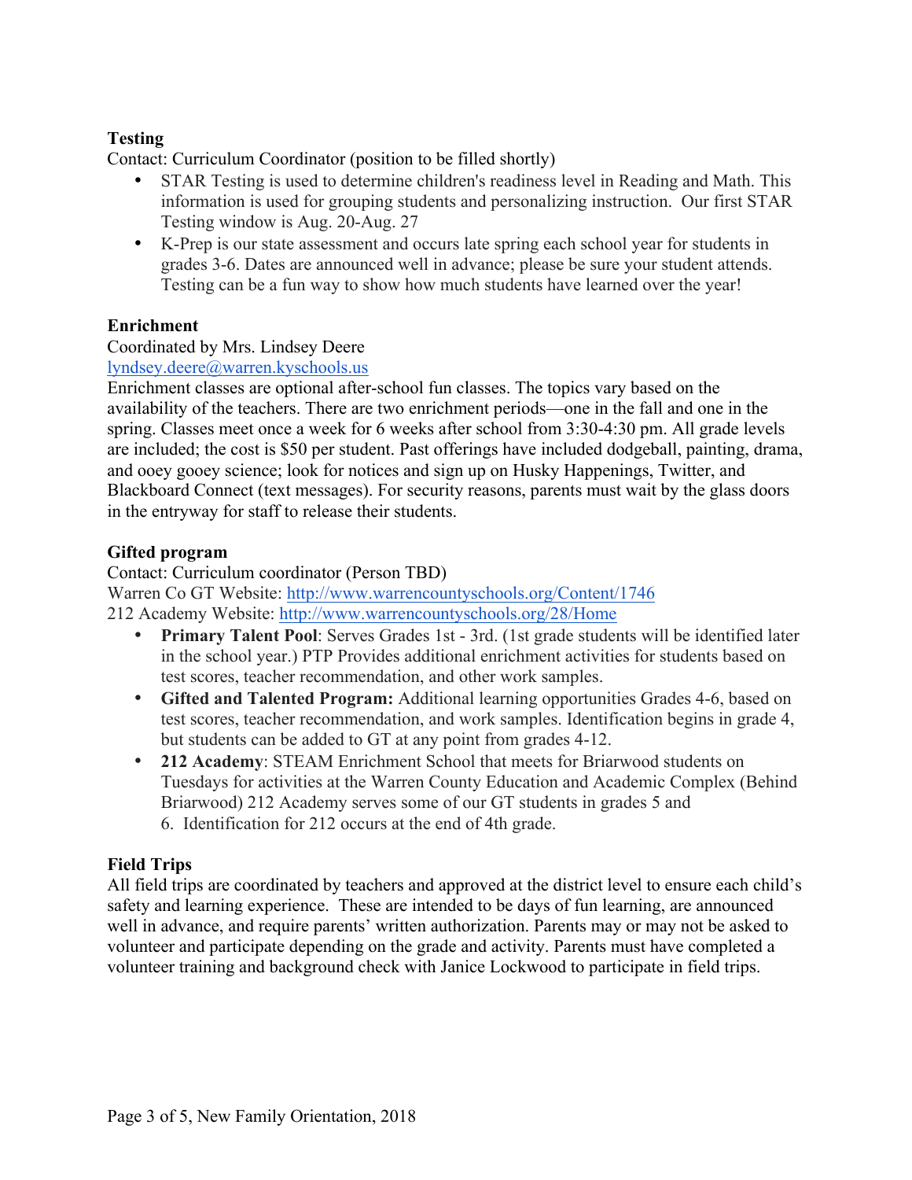**Testing**

Contact: Curriculum Coordinator (position to be filled shortly)

- STAR Testing is used to determine children's readiness level in Reading and Math. This information is used for grouping students and personalizing instruction. Our first STAR Testing window is Aug. 20-Aug. 27
- K-Prep is our state assessment and occurs late spring each school year for students in grades 3-6. Dates are announced well in advance; please be sure your student attends. Testing can be a fun way to show how much students have learned over the year!

**Enrichment**

Coordinated by Mrs. Lindsey Deere
[lyndsey.deere@warren.kyschools.us](mailto:lyndsey.deere@warren.kyschools.us)
Enrichment classes are optional after-school fun classes. The topics vary based on the availability of the teachers. There are two enrichment periods—one in the fall and one in the spring. Classes meet once a week for 6 weeks after school from 3:30-4:30 pm. All grade levels are included; the cost is $50 per student. Past offerings have included dodgeball, painting, drama, and ooey gooey science; look for notices and sign up on Husky Happenings, Twitter, and Blackboard Connect (text messages). For security reasons, parents must wait by the glass doors in the entryway for staff to release their students.

**Gifted program**

Contact: Curriculum coordinator (Person TBD)
Warren Co GT Website: [http://www.warrencountyschools.org/Content/1746](http://www.warrencountyschools.org/Content/1746)
212 Academy Website: [http://www.warrencountyschools.org/28/Home](http://www.warrencountyschools.org/28/Home)

- **Primary Talent Pool**: Serves Grades 1st - 3rd. (1st grade students will be identified later in the school year.) PTP Provides additional enrichment activities for students based on test scores, teacher recommendation, and other work samples.
- **Gifted and Talented Program:** Additional learning opportunities Grades 4-6, based on test scores, teacher recommendation, and work samples. Identification begins in grade 4, but students can be added to GT at any point from grades 4-12.
- **212 Academy**: STEAM Enrichment School that meets for Briarwood students on Tuesdays for activities at the Warren County Education and Academic Complex (Behind Briarwood) 212 Academy serves some of our GT students in grades 5 and 6. Identification for 212 occurs at the end of 4th grade.

**Field Trips**

All field trips are coordinated by teachers and approved at the district level to ensure each child's safety and learning experience. These are intended to be days of fun learning, are announced well in advance, and require parents' written authorization. Parents may or may not be asked to volunteer and participate depending on the grade and activity. Parents must have completed a volunteer training and background check with Janice Lockwood to participate in field trips.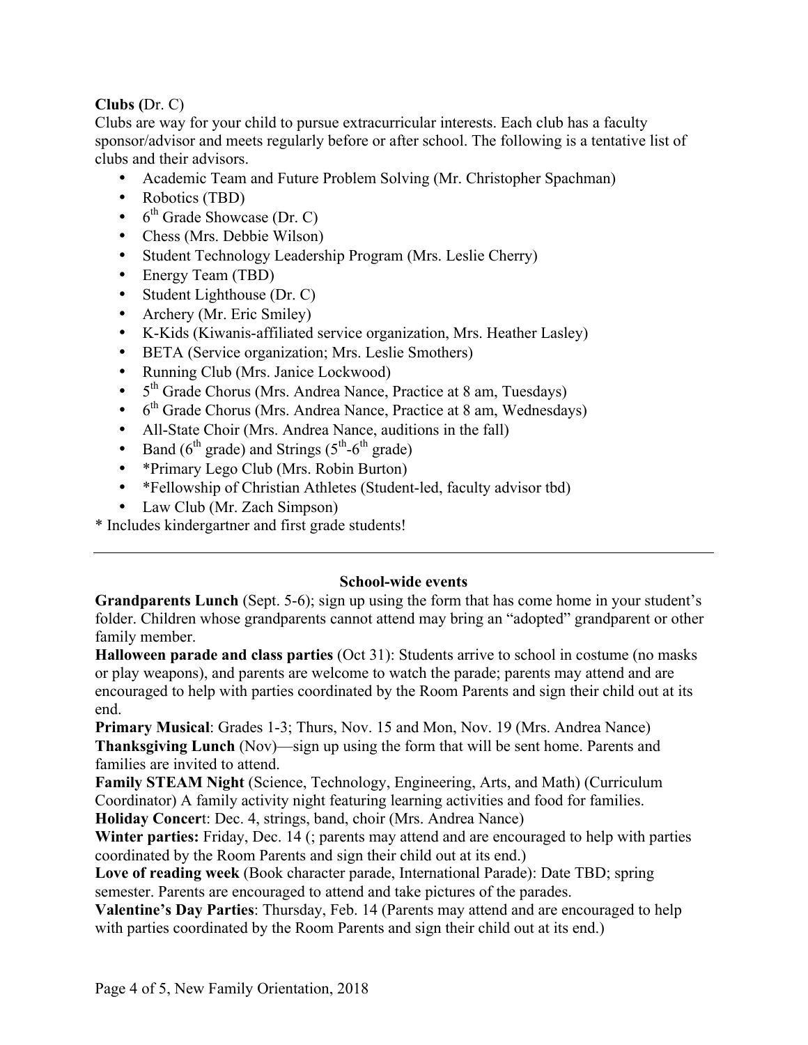**Clubs (**Dr. C)

Clubs are way for your child to pursue extracurricular interests. Each club has a faculty sponsor/advisor and meets regularly before or after school. The following is a tentative list of clubs and their advisors.

- Academic Team and Future Problem Solving (Mr. Christopher Spachman)
- Robotics (TBD)
- 6th Grade Showcase (Dr. C)
- Chess (Mrs. Debbie Wilson)
- Student Technology Leadership Program (Mrs. Leslie Cherry)
- Energy Team (TBD)
- Student Lighthouse (Dr. C)
- Archery (Mr. Eric Smiley)
- K-Kids (Kiwanis-affiliated service organization, Mrs. Heather Lasley)
- BETA (Service organization; Mrs. Leslie Smothers)
- Running Club (Mrs. Janice Lockwood)
- 5th Grade Chorus (Mrs. Andrea Nance, Practice at 8 am, Tuesdays)
- 6th Grade Chorus (Mrs. Andrea Nance, Practice at 8 am, Wednesdays)
- All-State Choir (Mrs. Andrea Nance, auditions in the fall)
- Band (6th grade) and Strings (5th-6th grade)
- *Primary Lego Club (Mrs. Robin Burton)
- *Fellowship of Christian Athletes (Student-led, faculty advisor tbd)
- Law Club (Mr. Zach Simpson)

* Includes kindergartner and first grade students!

---

**School-wide events**

**Grandparents Lunch** (Sept. 5-6); sign up using the form that has come home in your student's folder. Children whose grandparents cannot attend may bring an "adopted" grandparent or other family member.

**Halloween parade and class parties** (Oct 31): Students arrive to school in costume (no masks or play weapons), and parents are welcome to watch the parade; parents may attend and are encouraged to help with parties coordinated by the Room Parents and sign their child out at its end.

**Primary Musical**: Grades 1-3; Thurs, Nov. 15 and Mon, Nov. 19 (Mrs. Andrea Nance)

**Thanksgiving Lunch** (Nov)—sign up using the form that will be sent home. Parents and families are invited to attend.

**Family STEAM Night** (Science, Technology, Engineering, Arts, and Math) (Curriculum Coordinator) A family activity night featuring learning activities and food for families.

**Holiday Concer**t: Dec. 4, strings, band, choir (Mrs. Andrea Nance)

**Winter parties:** Friday, Dec. 14 (; parents may attend and are encouraged to help with parties coordinated by the Room Parents and sign their child out at its end.)

**Love of reading week** (Book character parade, International Parade): Date TBD; spring semester. Parents are encouraged to attend and take pictures of the parades.

**Valentine's Day Parties**: Thursday, Feb. 14 (Parents may attend and are encouraged to help with parties coordinated by the Room Parents and sign their child out at its end.)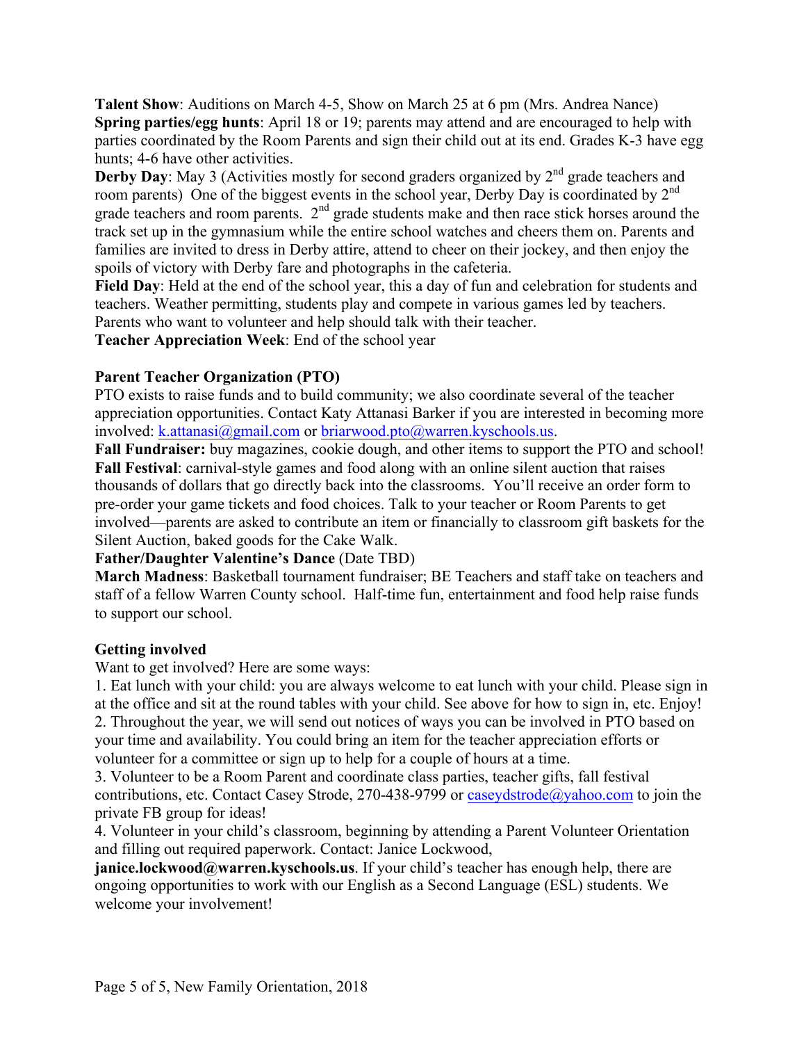**Talent Show**: Auditions on March 4-5, Show on March 25 at 6 pm (Mrs. Andrea Nance)
**Spring parties/egg hunts**: April 18 or 19; parents may attend and are encouraged to help with parties coordinated by the Room Parents and sign their child out at its end. Grades K-3 have egg hunts; 4-6 have other activities.
**Derby Day**: May 3 (Activities mostly for second graders organized by 2nd grade teachers and room parents) One of the biggest events in the school year, Derby Day is coordinated by 2nd grade teachers and room parents. 2nd grade students make and then race stick horses around the track set up in the gymnasium while the entire school watches and cheers them on. Parents and families are invited to dress in Derby attire, attend to cheer on their jockey, and then enjoy the spoils of victory with Derby fare and photographs in the cafeteria.
**Field Day**: Held at the end of the school year, this a day of fun and celebration for students and teachers. Weather permitting, students play and compete in various games led by teachers. Parents who want to volunteer and help should talk with their teacher.
**Teacher Appreciation Week**: End of the school year

**Parent Teacher Organization (PTO)**

PTO exists to raise funds and to build community; we also coordinate several of the teacher appreciation opportunities. Contact Katy Attanasi Barker if you are interested in becoming more involved: k.attanasi@gmail.com or briarwood.pto@warren.kyschools.us.
**Fall Fundraiser:** buy magazines, cookie dough, and other items to support the PTO and school!
**Fall Festival**: carnival-style games and food along with an online silent auction that raises thousands of dollars that go directly back into the classrooms. You'll receive an order form to pre-order your game tickets and food choices. Talk to your teacher or Room Parents to get involved—parents are asked to contribute an item or financially to classroom gift baskets for the Silent Auction, baked goods for the Cake Walk.
**Father/Daughter Valentine's Dance** (Date TBD)
**March Madness**: Basketball tournament fundraiser; BE Teachers and staff take on teachers and staff of a fellow Warren County school. Half-time fun, entertainment and food help raise funds to support our school.

**Getting involved**

Want to get involved? Here are some ways:
1. Eat lunch with your child: you are always welcome to eat lunch with your child. Please sign in at the office and sit at the round tables with your child. See above for how to sign in, etc. Enjoy!
2. Throughout the year, we will send out notices of ways you can be involved in PTO based on your time and availability. You could bring an item for the teacher appreciation efforts or volunteer for a committee or sign up to help for a couple of hours at a time.
3. Volunteer to be a Room Parent and coordinate class parties, teacher gifts, fall festival contributions, etc. Contact Casey Strode, 270-438-9799 or caseydstrode@yahoo.com to join the private FB group for ideas!
4. Volunteer in your child's classroom, beginning by attending a Parent Volunteer Orientation and filling out required paperwork. Contact: Janice Lockwood, **janice.lockwood@warren.kyschools.us**. If your child's teacher has enough help, there are ongoing opportunities to work with our English as a Second Language (ESL) students. We welcome your involvement!

Page 5 of 5, New Family Orientation, 2018